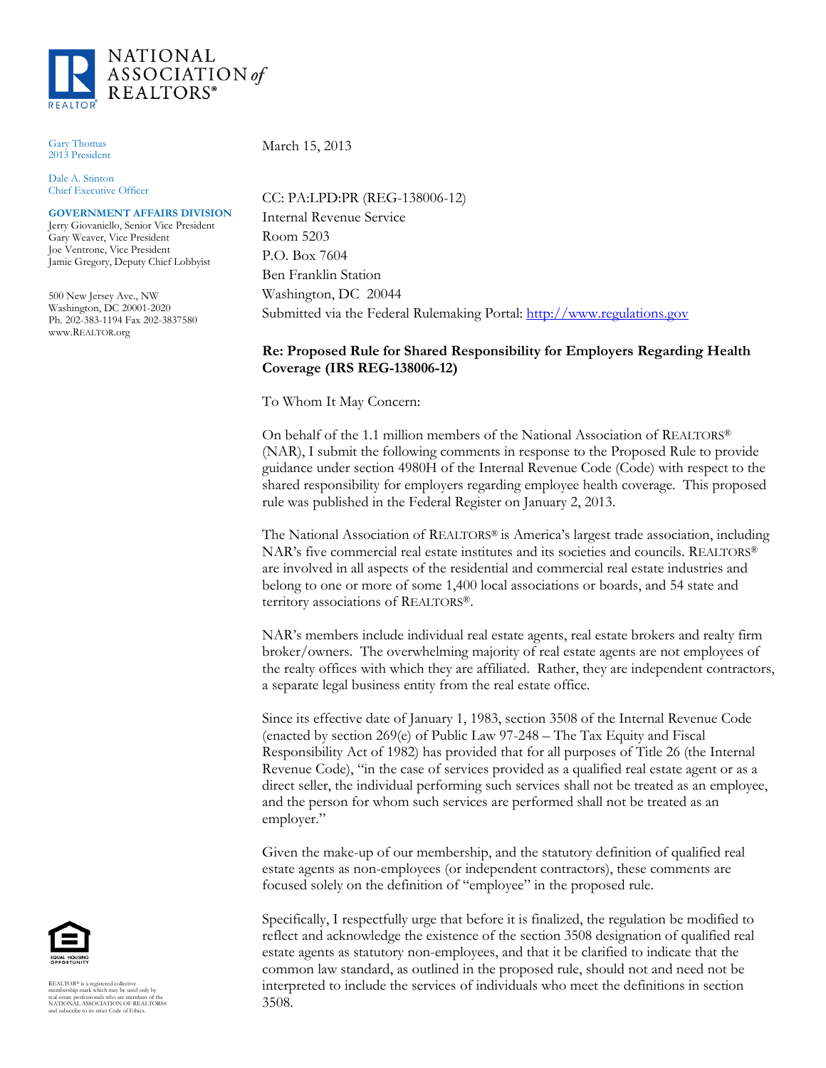NATIONAL ASSOCIATION of REALTORS®

Gary Thomas
2013 President

Dale A. Stinton
Chief Executive Officer

**GOVERNMENT AFFAIRS DIVISION**
Jerry Giovaniello, Senior Vice President
Gary Weaver, Vice President
Joe Ventrone, Vice President
Jamie Gregory, Deputy Chief Lobbyist

500 New Jersey Ave., NW
Washington, DC 20001-2020
Ph. 202-383-1194 Fax 202-3837580
www.REALTOR.org

March 15, 2013

CC: PA:LPD:PR (REG-138006-12)
Internal Revenue Service
Room 5203
P.O. Box 7604
Ben Franklin Station
Washington, DC 20044
Submitted via the Federal Rulemaking Portal: http://www.regulations.gov

**Re: Proposed Rule for Shared Responsibility for Employers Regarding Health Coverage (IRS REG-138006-12)**

To Whom It May Concern:

On behalf of the 1.1 million members of the National Association of REALTORS® (NAR), I submit the following comments in response to the Proposed Rule to provide guidance under section 4980H of the Internal Revenue Code (Code) with respect to the shared responsibility for employers regarding employee health coverage. This proposed rule was published in the Federal Register on January 2, 2013.

The National Association of REALTORS® is America's largest trade association, including NAR's five commercial real estate institutes and its societies and councils. REALTORS® are involved in all aspects of the residential and commercial real estate industries and belong to one or more of some 1,400 local associations or boards, and 54 state and territory associations of REALTORS®.

NAR's members include individual real estate agents, real estate brokers and realty firm broker/owners. The overwhelming majority of real estate agents are not employees of the realty offices with which they are affiliated. Rather, they are independent contractors, a separate legal business entity from the real estate office.

Since its effective date of January 1, 1983, section 3508 of the Internal Revenue Code (enacted by section 269(e) of Public Law 97-248 – The Tax Equity and Fiscal Responsibility Act of 1982) has provided that for all purposes of Title 26 (the Internal Revenue Code), "in the case of services provided as a qualified real estate agent or as a direct seller, the individual performing such services shall not be treated as an employee, and the person for whom such services are performed shall not be treated as an employer."

Given the make-up of our membership, and the statutory definition of qualified real estate agents as non-employees (or independent contractors), these comments are focused solely on the definition of "employee" in the proposed rule.

Specifically, I respectfully urge that before it is finalized, the regulation be modified to reflect and acknowledge the existence of the section 3508 designation of qualified real estate agents as statutory non-employees, and that it be clarified to indicate that the common law standard, as outlined in the proposed rule, should not and need not be interpreted to include the services of individuals who meet the definitions in section 3508.

EQUAL HOUSING OPPORTUNITY

REALTOR® is a registered collective membership mark which may be used only by real estate professionals who are members of the NATIONAL ASSOCIATION OF REALTORS® and subscribe to its strict Code of Ethics.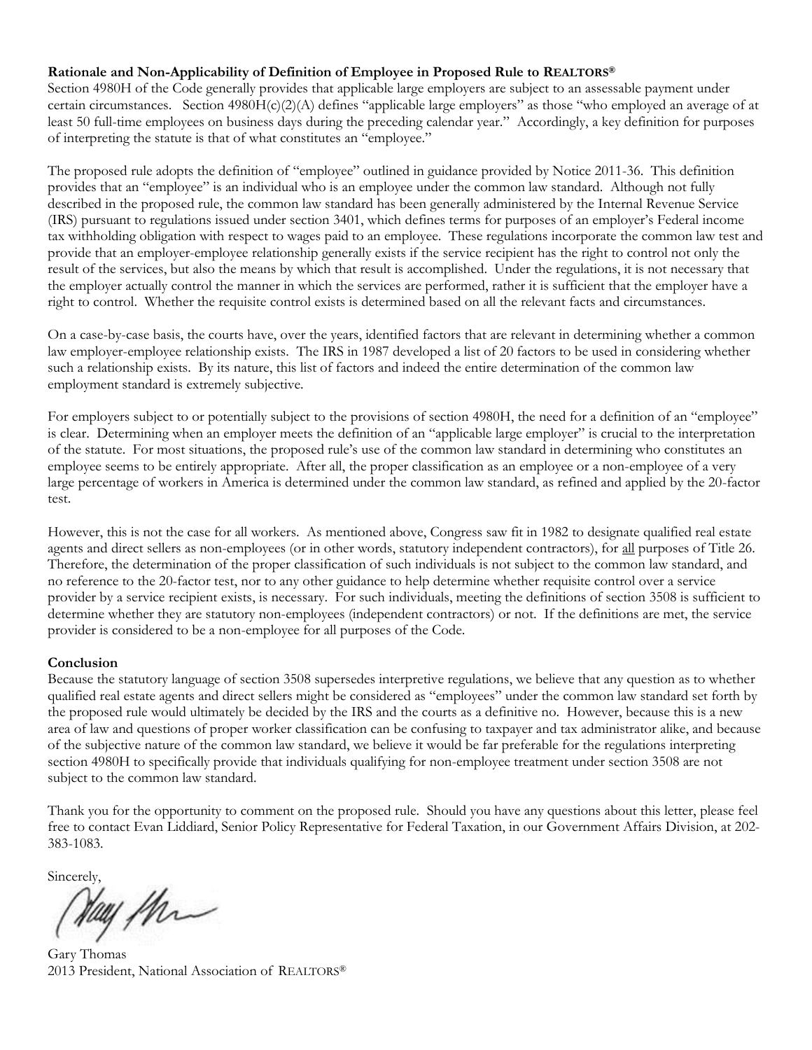**Rationale and Non-Applicability of Definition of Employee in Proposed Rule to REALTORS®**

Section 4980H of the Code generally provides that applicable large employers are subject to an assessable payment under certain circumstances. Section 4980H(c)(2)(A) defines "applicable large employers" as those "who employed an average of at least 50 full-time employees on business days during the preceding calendar year." Accordingly, a key definition for purposes of interpreting the statute is that of what constitutes an "employee."

The proposed rule adopts the definition of "employee" outlined in guidance provided by Notice 2011-36. This definition provides that an "employee" is an individual who is an employee under the common law standard. Although not fully described in the proposed rule, the common law standard has been generally administered by the Internal Revenue Service (IRS) pursuant to regulations issued under section 3401, which defines terms for purposes of an employer's Federal income tax withholding obligation with respect to wages paid to an employee. These regulations incorporate the common law test and provide that an employer-employee relationship generally exists if the service recipient has the right to control not only the result of the services, but also the means by which that result is accomplished. Under the regulations, it is not necessary that the employer actually control the manner in which the services are performed, rather it is sufficient that the employer have a right to control. Whether the requisite control exists is determined based on all the relevant facts and circumstances.

On a case-by-case basis, the courts have, over the years, identified factors that are relevant in determining whether a common law employer-employee relationship exists. The IRS in 1987 developed a list of 20 factors to be used in considering whether such a relationship exists. By its nature, this list of factors and indeed the entire determination of the common law employment standard is extremely subjective.

For employers subject to or potentially subject to the provisions of section 4980H, the need for a definition of an "employee" is clear. Determining when an employer meets the definition of an "applicable large employer" is crucial to the interpretation of the statute. For most situations, the proposed rule's use of the common law standard in determining who constitutes an employee seems to be entirely appropriate. After all, the proper classification as an employee or a non-employee of a very large percentage of workers in America is determined under the common law standard, as refined and applied by the 20-factor test.

However, this is not the case for all workers. As mentioned above, Congress saw fit in 1982 to designate qualified real estate agents and direct sellers as non-employees (or in other words, statutory independent contractors), for all purposes of Title 26. Therefore, the determination of the proper classification of such individuals is not subject to the common law standard, and no reference to the 20-factor test, nor to any other guidance to help determine whether requisite control over a service provider by a service recipient exists, is necessary. For such individuals, meeting the definitions of section 3508 is sufficient to determine whether they are statutory non-employees (independent contractors) or not. If the definitions are met, the service provider is considered to be a non-employee for all purposes of the Code.

**Conclusion**

Because the statutory language of section 3508 supersedes interpretive regulations, we believe that any question as to whether qualified real estate agents and direct sellers might be considered as "employees" under the common law standard set forth by the proposed rule would ultimately be decided by the IRS and the courts as a definitive no. However, because this is a new area of law and questions of proper worker classification can be confusing to taxpayer and tax administrator alike, and because of the subjective nature of the common law standard, we believe it would be far preferable for the regulations interpreting section 4980H to specifically provide that individuals qualifying for non-employee treatment under section 3508 are not subject to the common law standard.

Thank you for the opportunity to comment on the proposed rule. Should you have any questions about this letter, please feel free to contact Evan Liddiard, Senior Policy Representative for Federal Taxation, in our Government Affairs Division, at 202-383-1083.

Sincerely,

Gary Thomas
2013 President, National Association of REALTORS®